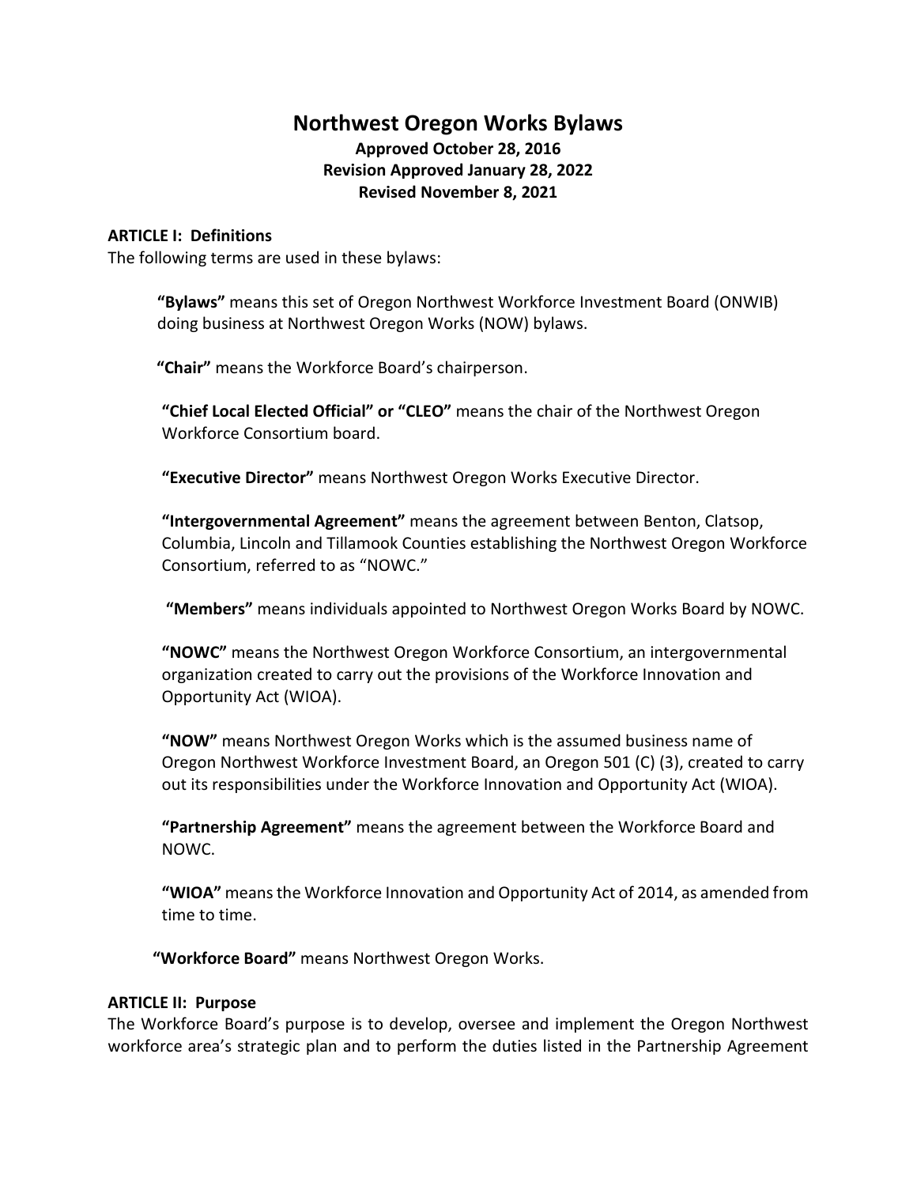# Northwest Oregon Works Bylaws

**Approved October 28, 2016**
**Revision Approved January 28, 2022**
**Revised November 8, 2021**

**ARTICLE I: Definitions**

The following terms are used in these bylaws:

> **"Bylaws"** means this set of Oregon Northwest Workforce Investment Board (ONWIB) doing business at Northwest Oregon Works (NOW) bylaws.
>
> **"Chair"** means the Workforce Board's chairperson.
>
> **"Chief Local Elected Official" or "CLEO"** means the chair of the Northwest Oregon Workforce Consortium board.
>
> **"Executive Director"** means Northwest Oregon Works Executive Director.
>
> **"Intergovernmental Agreement"** means the agreement between Benton, Clatsop, Columbia, Lincoln and Tillamook Counties establishing the Northwest Oregon Workforce Consortium, referred to as "NOWC."
>
> **"Members"** means individuals appointed to Northwest Oregon Works Board by NOWC.
>
> **"NOWC"** means the Northwest Oregon Workforce Consortium, an intergovernmental organization created to carry out the provisions of the Workforce Innovation and Opportunity Act (WIOA).
>
> **"NOW"** means Northwest Oregon Works which is the assumed business name of Oregon Northwest Workforce Investment Board, an Oregon 501 (C) (3), created to carry out its responsibilities under the Workforce Innovation and Opportunity Act (WIOA).
>
> **"Partnership Agreement"** means the agreement between the Workforce Board and NOWC.
>
> **"WIOA"** means the Workforce Innovation and Opportunity Act of 2014, as amended from time to time.
>
> **"Workforce Board"** means Northwest Oregon Works.

**ARTICLE II: Purpose**

The Workforce Board's purpose is to develop, oversee and implement the Oregon Northwest workforce area's strategic plan and to perform the duties listed in the Partnership Agreement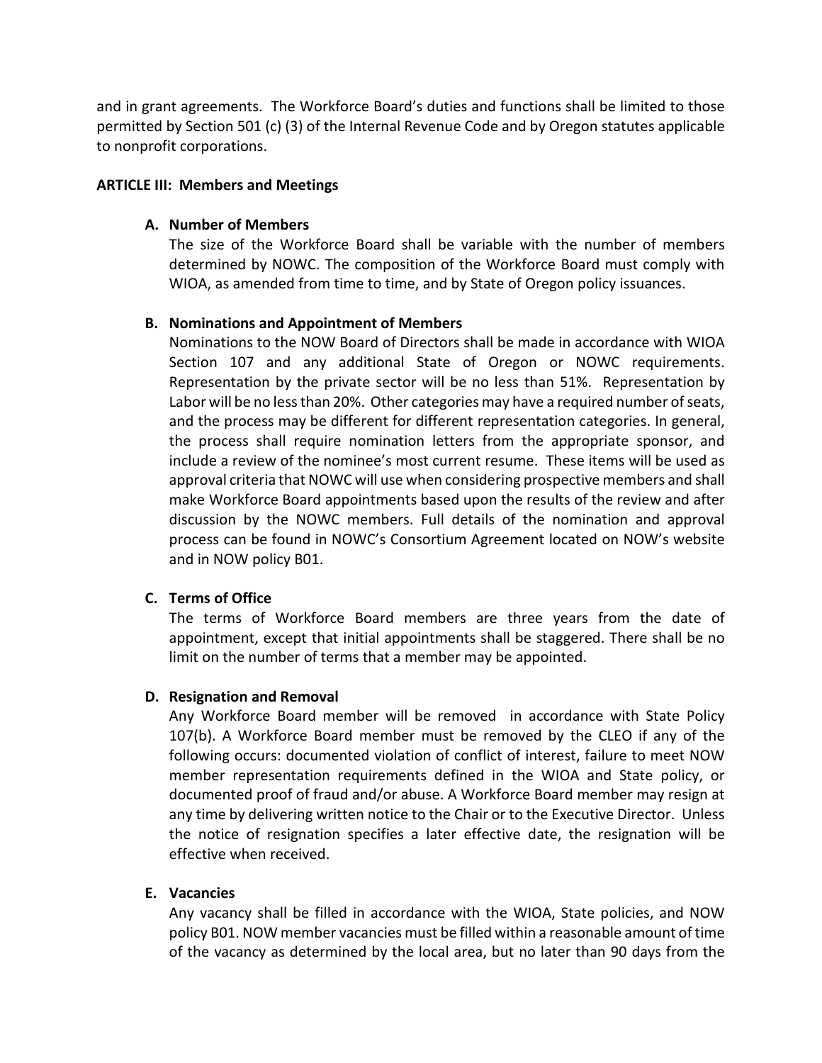and in grant agreements. The Workforce Board's duties and functions shall be limited to those permitted by Section 501 (c) (3) of the Internal Revenue Code and by Oregon statutes applicable to nonprofit corporations.

**ARTICLE III: Members and Meetings**

**A. Number of Members**

The size of the Workforce Board shall be variable with the number of members determined by NOWC. The composition of the Workforce Board must comply with WIOA, as amended from time to time, and by State of Oregon policy issuances.

**B. Nominations and Appointment of Members**

Nominations to the NOW Board of Directors shall be made in accordance with WIOA Section 107 and any additional State of Oregon or NOWC requirements. Representation by the private sector will be no less than 51%. Representation by Labor will be no less than 20%. Other categories may have a required number of seats, and the process may be different for different representation categories. In general, the process shall require nomination letters from the appropriate sponsor, and include a review of the nominee's most current resume. These items will be used as approval criteria that NOWC will use when considering prospective members and shall make Workforce Board appointments based upon the results of the review and after discussion by the NOWC members. Full details of the nomination and approval process can be found in NOWC's Consortium Agreement located on NOW's website and in NOW policy B01.

**C. Terms of Office**

The terms of Workforce Board members are three years from the date of appointment, except that initial appointments shall be staggered. There shall be no limit on the number of terms that a member may be appointed.

**D. Resignation and Removal**

Any Workforce Board member will be removed in accordance with State Policy 107(b). A Workforce Board member must be removed by the CLEO if any of the following occurs: documented violation of conflict of interest, failure to meet NOW member representation requirements defined in the WIOA and State policy, or documented proof of fraud and/or abuse. A Workforce Board member may resign at any time by delivering written notice to the Chair or to the Executive Director. Unless the notice of resignation specifies a later effective date, the resignation will be effective when received.

**E. Vacancies**

Any vacancy shall be filled in accordance with the WIOA, State policies, and NOW policy B01. NOW member vacancies must be filled within a reasonable amount of time of the vacancy as determined by the local area, but no later than 90 days from the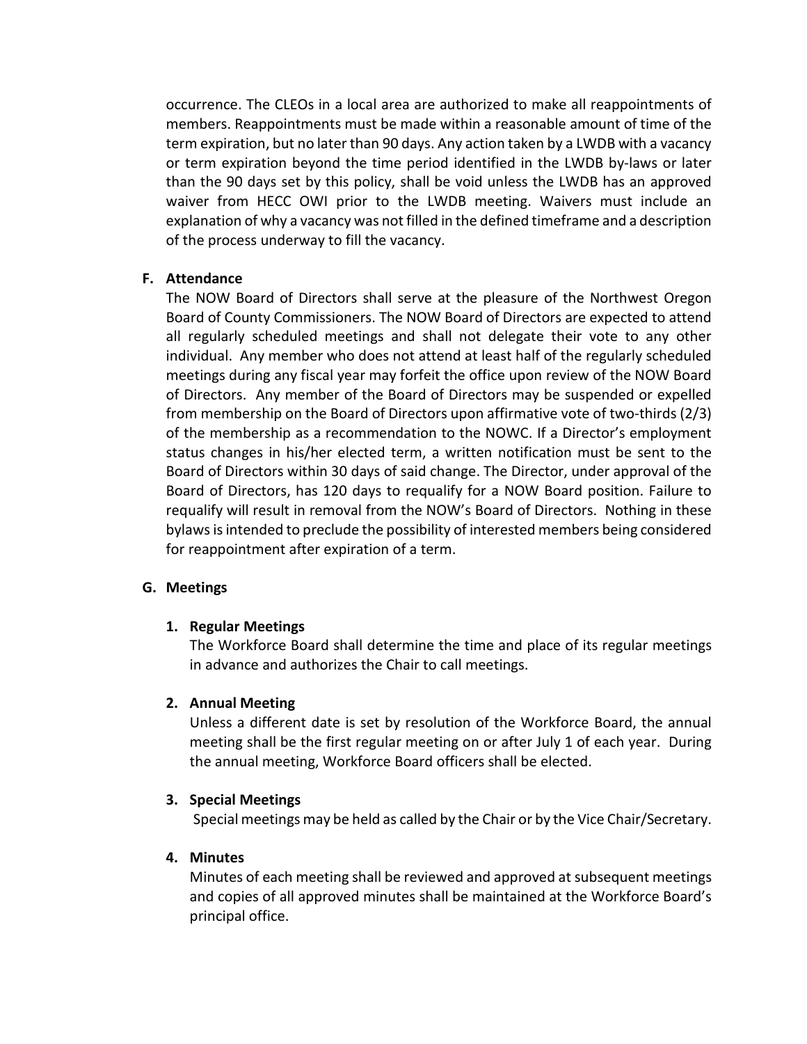occurrence. The CLEOs in a local area are authorized to make all reappointments of members. Reappointments must be made within a reasonable amount of time of the term expiration, but no later than 90 days. Any action taken by a LWDB with a vacancy or term expiration beyond the time period identified in the LWDB by-laws or later than the 90 days set by this policy, shall be void unless the LWDB has an approved waiver from HECC OWI prior to the LWDB meeting. Waivers must include an explanation of why a vacancy was not filled in the defined timeframe and a description of the process underway to fill the vacancy.

### F. Attendance

The NOW Board of Directors shall serve at the pleasure of the Northwest Oregon Board of County Commissioners. The NOW Board of Directors are expected to attend all regularly scheduled meetings and shall not delegate their vote to any other individual. Any member who does not attend at least half of the regularly scheduled meetings during any fiscal year may forfeit the office upon review of the NOW Board of Directors. Any member of the Board of Directors may be suspended or expelled from membership on the Board of Directors upon affirmative vote of two-thirds (2/3) of the membership as a recommendation to the NOWC. If a Director's employment status changes in his/her elected term, a written notification must be sent to the Board of Directors within 30 days of said change. The Director, under approval of the Board of Directors, has 120 days to requalify for a NOW Board position. Failure to requalify will result in removal from the NOW's Board of Directors. Nothing in these bylaws is intended to preclude the possibility of interested members being considered for reappointment after expiration of a term.

### G. Meetings

#### 1. Regular Meetings

The Workforce Board shall determine the time and place of its regular meetings in advance and authorizes the Chair to call meetings.

#### 2. Annual Meeting

Unless a different date is set by resolution of the Workforce Board, the annual meeting shall be the first regular meeting on or after July 1 of each year. During the annual meeting, Workforce Board officers shall be elected.

#### 3. Special Meetings

Special meetings may be held as called by the Chair or by the Vice Chair/Secretary.

#### 4. Minutes

Minutes of each meeting shall be reviewed and approved at subsequent meetings and copies of all approved minutes shall be maintained at the Workforce Board's principal office.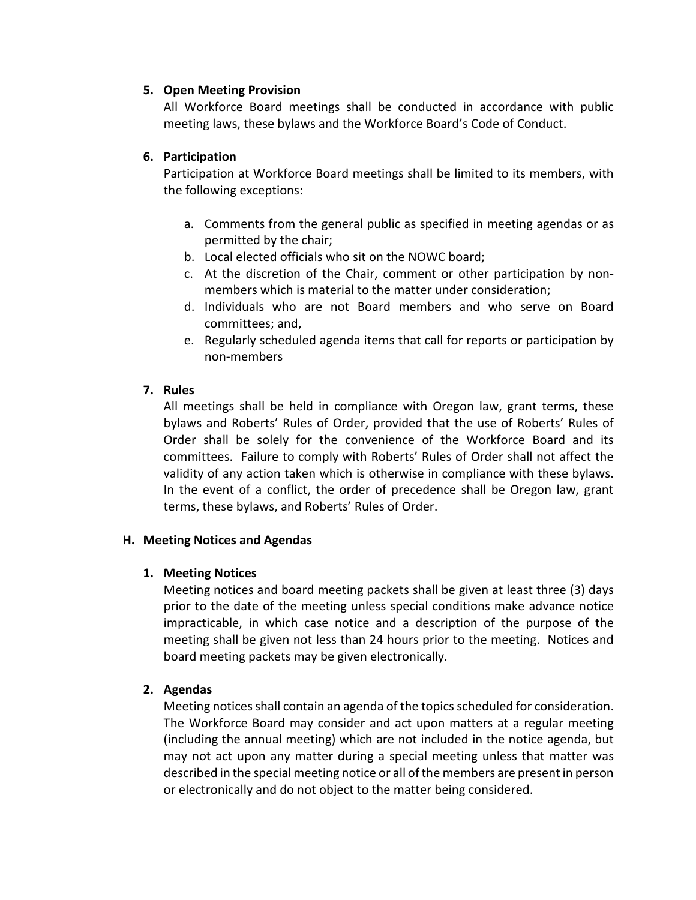**5. Open Meeting Provision**

All Workforce Board meetings shall be conducted in accordance with public meeting laws, these bylaws and the Workforce Board's Code of Conduct.

**6. Participation**

Participation at Workforce Board meetings shall be limited to its members, with the following exceptions:

a. Comments from the general public as specified in meeting agendas or as permitted by the chair;
b. Local elected officials who sit on the NOWC board;
c. At the discretion of the Chair, comment or other participation by non-members which is material to the matter under consideration;
d. Individuals who are not Board members and who serve on Board committees; and,
e. Regularly scheduled agenda items that call for reports or participation by non-members

**7. Rules**

All meetings shall be held in compliance with Oregon law, grant terms, these bylaws and Roberts' Rules of Order, provided that the use of Roberts' Rules of Order shall be solely for the convenience of the Workforce Board and its committees. Failure to comply with Roberts' Rules of Order shall not affect the validity of any action taken which is otherwise in compliance with these bylaws. In the event of a conflict, the order of precedence shall be Oregon law, grant terms, these bylaws, and Roberts' Rules of Order.

## H. Meeting Notices and Agendas

**1. Meeting Notices**

Meeting notices and board meeting packets shall be given at least three (3) days prior to the date of the meeting unless special conditions make advance notice impracticable, in which case notice and a description of the purpose of the meeting shall be given not less than 24 hours prior to the meeting. Notices and board meeting packets may be given electronically.

**2. Agendas**

Meeting notices shall contain an agenda of the topics scheduled for consideration. The Workforce Board may consider and act upon matters at a regular meeting (including the annual meeting) which are not included in the notice agenda, but may not act upon any matter during a special meeting unless that matter was described in the special meeting notice or all of the members are present in person or electronically and do not object to the matter being considered.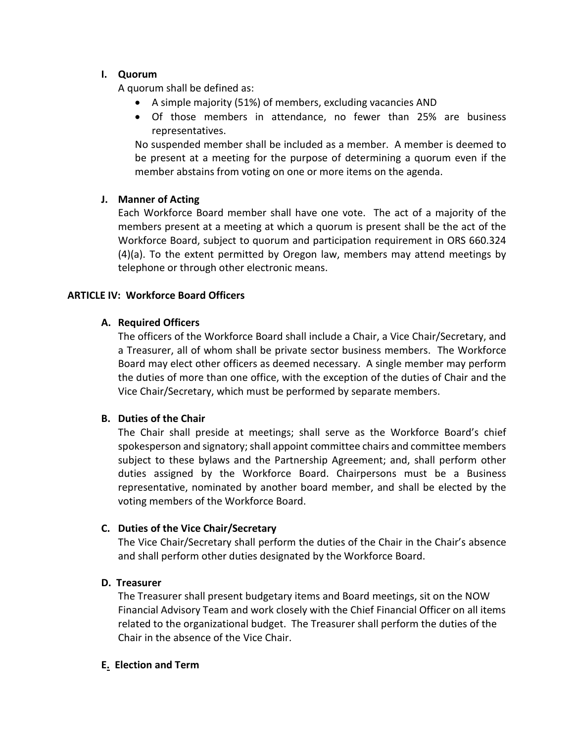### I. Quorum

A quorum shall be defined as:

- A simple majority (51%) of members, excluding vacancies AND
- Of those members in attendance, no fewer than 25% are business representatives.

No suspended member shall be included as a member. A member is deemed to be present at a meeting for the purpose of determining a quorum even if the member abstains from voting on one or more items on the agenda.

### J. Manner of Acting

Each Workforce Board member shall have one vote. The act of a majority of the members present at a meeting at which a quorum is present shall be the act of the Workforce Board, subject to quorum and participation requirement in ORS 660.324 (4)(a). To the extent permitted by Oregon law, members may attend meetings by telephone or through other electronic means.

## ARTICLE IV: Workforce Board Officers

### A. Required Officers

The officers of the Workforce Board shall include a Chair, a Vice Chair/Secretary, and a Treasurer, all of whom shall be private sector business members. The Workforce Board may elect other officers as deemed necessary. A single member may perform the duties of more than one office, with the exception of the duties of Chair and the Vice Chair/Secretary, which must be performed by separate members.

### B. Duties of the Chair

The Chair shall preside at meetings; shall serve as the Workforce Board's chief spokesperson and signatory; shall appoint committee chairs and committee members subject to these bylaws and the Partnership Agreement; and, shall perform other duties assigned by the Workforce Board. Chairpersons must be a Business representative, nominated by another board member, and shall be elected by the voting members of the Workforce Board.

### C. Duties of the Vice Chair/Secretary

The Vice Chair/Secretary shall perform the duties of the Chair in the Chair's absence and shall perform other duties designated by the Workforce Board.

### D. Treasurer

The Treasurer shall present budgetary items and Board meetings, sit on the NOW Financial Advisory Team and work closely with the Chief Financial Officer on all items related to the organizational budget. The Treasurer shall perform the duties of the Chair in the absence of the Vice Chair.

### E. Election and Term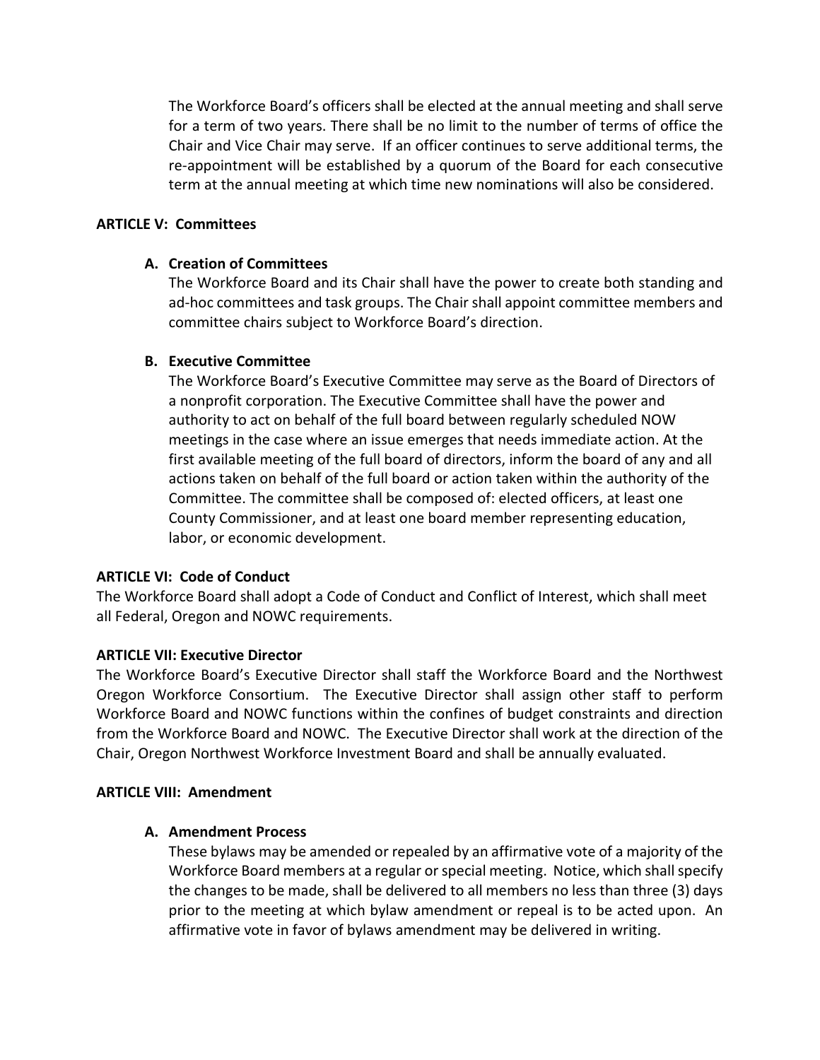The Workforce Board's officers shall be elected at the annual meeting and shall serve for a term of two years. There shall be no limit to the number of terms of office the Chair and Vice Chair may serve. If an officer continues to serve additional terms, the re-appointment will be established by a quorum of the Board for each consecutive term at the annual meeting at which time new nominations will also be considered.

**ARTICLE V: Committees**

**A. Creation of Committees**

The Workforce Board and its Chair shall have the power to create both standing and ad-hoc committees and task groups. The Chair shall appoint committee members and committee chairs subject to Workforce Board's direction.

**B. Executive Committee**

The Workforce Board's Executive Committee may serve as the Board of Directors of a nonprofit corporation. The Executive Committee shall have the power and authority to act on behalf of the full board between regularly scheduled NOW meetings in the case where an issue emerges that needs immediate action. At the first available meeting of the full board of directors, inform the board of any and all actions taken on behalf of the full board or action taken within the authority of the Committee. The committee shall be composed of: elected officers, at least one County Commissioner, and at least one board member representing education, labor, or economic development.

**ARTICLE VI: Code of Conduct**

The Workforce Board shall adopt a Code of Conduct and Conflict of Interest, which shall meet all Federal, Oregon and NOWC requirements.

**ARTICLE VII: Executive Director**

The Workforce Board's Executive Director shall staff the Workforce Board and the Northwest Oregon Workforce Consortium. The Executive Director shall assign other staff to perform Workforce Board and NOWC functions within the confines of budget constraints and direction from the Workforce Board and NOWC. The Executive Director shall work at the direction of the Chair, Oregon Northwest Workforce Investment Board and shall be annually evaluated.

**ARTICLE VIII: Amendment**

**A. Amendment Process**

These bylaws may be amended or repealed by an affirmative vote of a majority of the Workforce Board members at a regular or special meeting. Notice, which shall specify the changes to be made, shall be delivered to all members no less than three (3) days prior to the meeting at which bylaw amendment or repeal is to be acted upon. An affirmative vote in favor of bylaws amendment may be delivered in writing.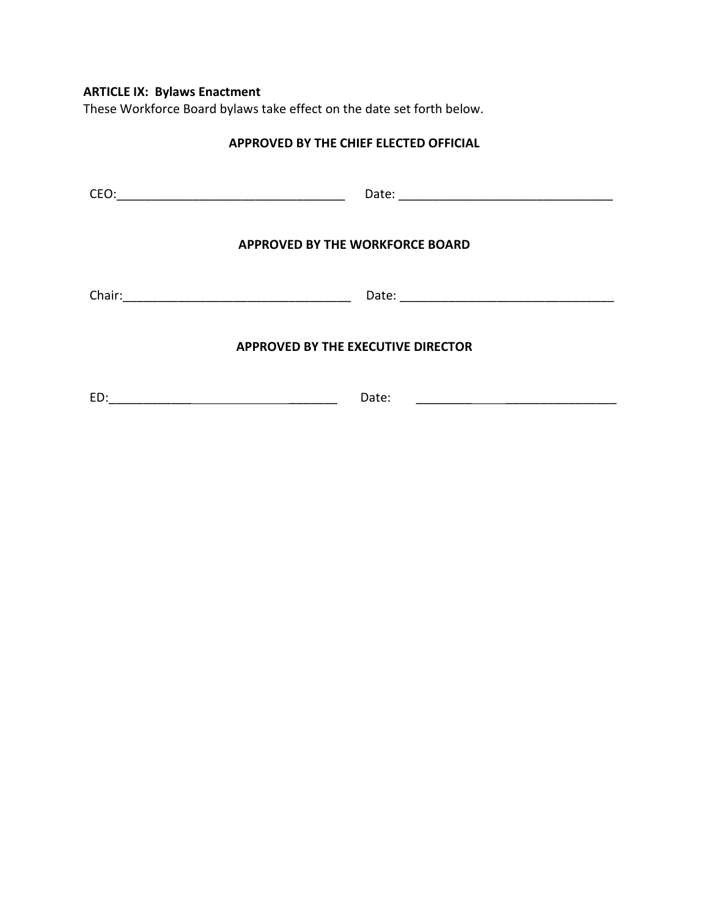**ARTICLE IX: Bylaws Enactment**

These Workforce Board bylaws take effect on the date set forth below.

**APPROVED BY THE CHIEF ELECTED OFFICIAL**

CEO:__________________________________ Date: ________________________________

**APPROVED BY THE WORKFORCE BOARD**

Chair:_________________________________ Date: ________________________________

**APPROVED BY THE EXECUTIVE DIRECTOR**

ED:__________________________________ Date: ________________________________